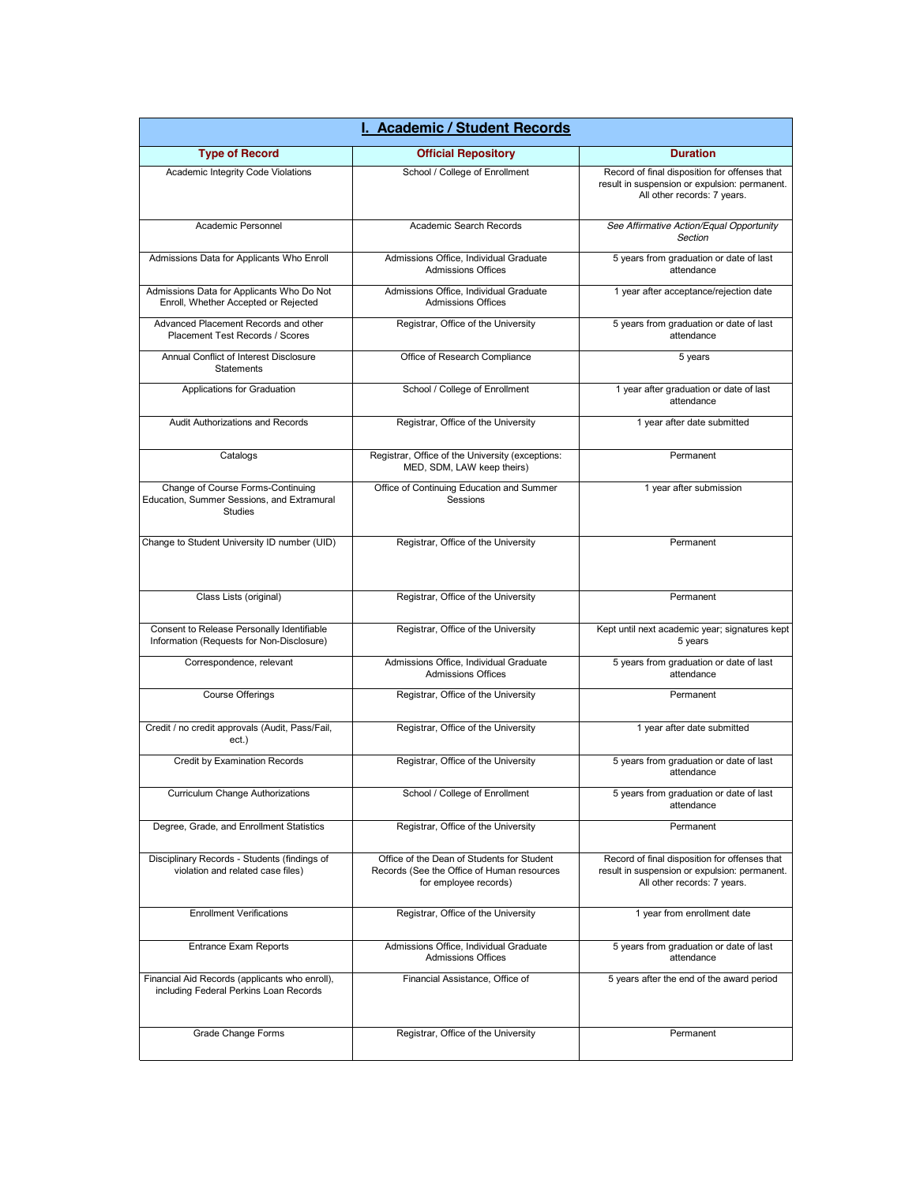## I. Academic / Student Records

| Type of Record | Official Repository | Duration |
|---|---|---|
| Academic Integrity Code Violations | School / College of Enrollment | Record of final disposition for offenses that result in suspension or expulsion: permanent. All other records: 7 years. |
| Academic Personnel | Academic Search Records | *See Affirmative Action/Equal Opportunity Section* |
| Admissions Data for Applicants Who Enroll | Admissions Office, Individual Graduate Admissions Offices | 5 years from graduation or date of last attendance |
| Admissions Data for Applicants Who Do Not Enroll, Whether Accepted or Rejected | Admissions Office, Individual Graduate Admissions Offices | 1 year after acceptance/rejection date |
| Advanced Placement Records and other Placement Test Records / Scores | Registrar, Office of the University | 5 years from graduation or date of last attendance |
| Annual Conflict of Interest Disclosure Statements | Office of Research Compliance | 5 years |
| Applications for Graduation | School / College of Enrollment | 1 year after graduation or date of last attendance |
| Audit Authorizations and Records | Registrar, Office of the University | 1 year after date submitted |
| Catalogs | Registrar, Office of the University (exceptions: MED, SDM, LAW keep theirs) | Permanent |
| Change of Course Forms-Continuing Education, Summer Sessions, and Extramural Studies | Office of Continuing Education and Summer Sessions | 1 year after submission |
| Change to Student University ID number (UID) | Registrar, Office of the University | Permanent |
| Class Lists (original) | Registrar, Office of the University | Permanent |
| Consent to Release Personally Identifiable Information (Requests for Non-Disclosure) | Registrar, Office of the University | Kept until next academic year; signatures kept 5 years |
| Correspondence, relevant | Admissions Office, Individual Graduate Admissions Offices | 5 years from graduation or date of last attendance |
| Course Offerings | Registrar, Office of the University | Permanent |
| Credit / no credit approvals (Audit, Pass/Fail, ect.) | Registrar, Office of the University | 1 year after date submitted |
| Credit by Examination Records | Registrar, Office of the University | 5 years from graduation or date of last attendance |
| Curriculum Change Authorizations | School / College of Enrollment | 5 years from graduation or date of last attendance |
| Degree, Grade, and Enrollment Statistics | Registrar, Office of the University | Permanent |
| Disciplinary Records - Students (findings of violation and related case files) | Office of the Dean of Students for Student Records (See the Office of Human resources for employee records) | Record of final disposition for offenses that result in suspension or expulsion: permanent. All other records: 7 years. |
| Enrollment Verifications | Registrar, Office of the University | 1 year from enrollment date |
| Entrance Exam Reports | Admissions Office, Individual Graduate Admissions Offices | 5 years from graduation or date of last attendance |
| Financial Aid Records (applicants who enroll), including Federal Perkins Loan Records | Financial Assistance, Office of | 5 years after the end of the award period |
| Grade Change Forms | Registrar, Office of the University | Permanent |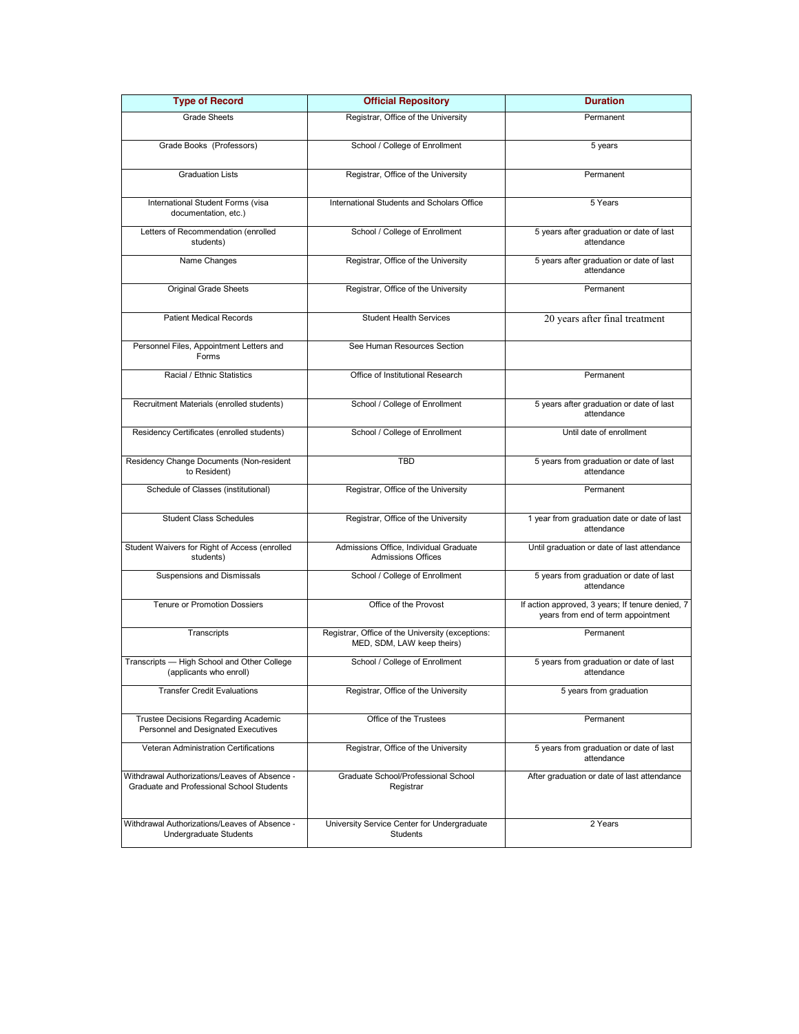| Type of Record | Official Repository | Duration |
|---|---|---|
| Grade Sheets | Registrar, Office of the University | Permanent |
| Grade Books (Professors) | School / College of Enrollment | 5 years |
| Graduation Lists | Registrar, Office of the University | Permanent |
| International Student Forms (visa documentation, etc.) | International Students and Scholars Office | 5 Years |
| Letters of Recommendation (enrolled students) | School / College of Enrollment | 5 years after graduation or date of last attendance |
| Name Changes | Registrar, Office of the University | 5 years after graduation or date of last attendance |
| Original Grade Sheets | Registrar, Office of the University | Permanent |
| Patient Medical Records | Student Health Services | 20 years after final treatment |
| Personnel Files, Appointment Letters and Forms | See Human Resources Section | |
| Racial / Ethnic Statistics | Office of Institutional Research | Permanent |
| Recruitment Materials (enrolled students) | School / College of Enrollment | 5 years after graduation or date of last attendance |
| Residency Certificates (enrolled students) | School / College of Enrollment | Until date of enrollment |
| Residency Change Documents (Non-resident to Resident) | TBD | 5 years from graduation or date of last attendance |
| Schedule of Classes (institutional) | Registrar, Office of the University | Permanent |
| Student Class Schedules | Registrar, Office of the University | 1 year from graduation date or date of last attendance |
| Student Waivers for Right of Access (enrolled students) | Admissions Office, Individual Graduate Admissions Offices | Until graduation or date of last attendance |
| Suspensions and Dismissals | School / College of Enrollment | 5 years from graduation or date of last attendance |
| Tenure or Promotion Dossiers | Office of the Provost | If action approved, 3 years; If tenure denied, 7 years from end of term appointment |
| Transcripts | Registrar, Office of the University (exceptions: MED, SDM, LAW keep theirs) | Permanent |
| Transcripts — High School and Other College (applicants who enroll) | School / College of Enrollment | 5 years from graduation or date of last attendance |
| Transfer Credit Evaluations | Registrar, Office of the University | 5 years from graduation |
| Trustee Decisions Regarding Academic Personnel and Designated Executives | Office of the Trustees | Permanent |
| Veteran Administration Certifications | Registrar, Office of the University | 5 years from graduation or date of last attendance |
| Withdrawal Authorizations/Leaves of Absence - Graduate and Professional School Students | Graduate School/Professional School Registrar | After graduation or date of last attendance |
| Withdrawal Authorizations/Leaves of Absence - Undergraduate Students | University Service Center for Undergraduate Students | 2 Years |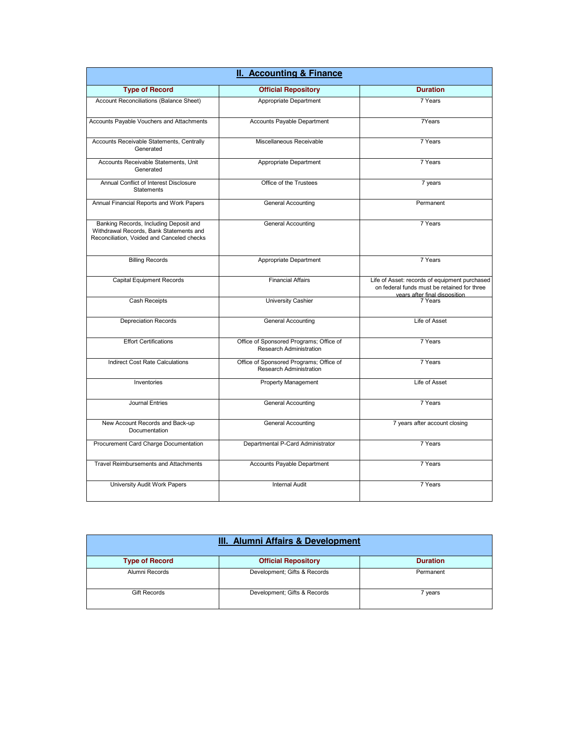## II. Accounting & Finance

| Type of Record | Official Repository | Duration |
|---|---|---|
| Account Reconciliations (Balance Sheet) | Appropriate Department | 7 Years |
| Accounts Payable Vouchers and Attachments | Accounts Payable Department | 7Years |
| Accounts Receivable Statements, Centrally Generated | Miscellaneous Receivable | 7 Years |
| Accounts Receivable Statements, Unit Generated | Appropriate Department | 7 Years |
| Annual Conflict of Interest Disclosure Statements | Office of the Trustees | 7 years |
| Annual Financial Reports and Work Papers | General Accounting | Permanent |
| Banking Records, Including Deposit and Withdrawal Records, Bank Statements and Reconciliation, Voided and Canceled checks | General Accounting | 7 Years |
| Billing Records | Appropriate Department | 7 Years |
| Capital Equipment Records | Financial Affairs | Life of Asset: records of equipment purchased on federal funds must be retained for three years after final disposition |
| Cash Receipts | University Cashier | 7 Years |
| Depreciation Records | General Accounting | Life of Asset |
| Effort Certifications | Office of Sponsored Programs; Office of Research Administration | 7 Years |
| Indirect Cost Rate Calculations | Office of Sponsored Programs; Office of Research Administration | 7 Years |
| Inventories | Property Management | Life of Asset |
| Journal Entries | General Accounting | 7 Years |
| New Account Records and Back-up Documentation | General Accounting | 7 years after account closing |
| Procurement Card Charge Documentation | Departmental P-Card Administrator | 7 Years |
| Travel Reimbursements and Attachments | Accounts Payable Department | 7 Years |
| University Audit Work Papers | Internal Audit | 7 Years |

## III. Alumni Affairs & Development

| Type of Record | Official Repository | Duration |
|---|---|---|
| Alumni Records | Development; Gifts & Records | Permanent |
| Gift Records | Development; Gifts & Records | 7 years |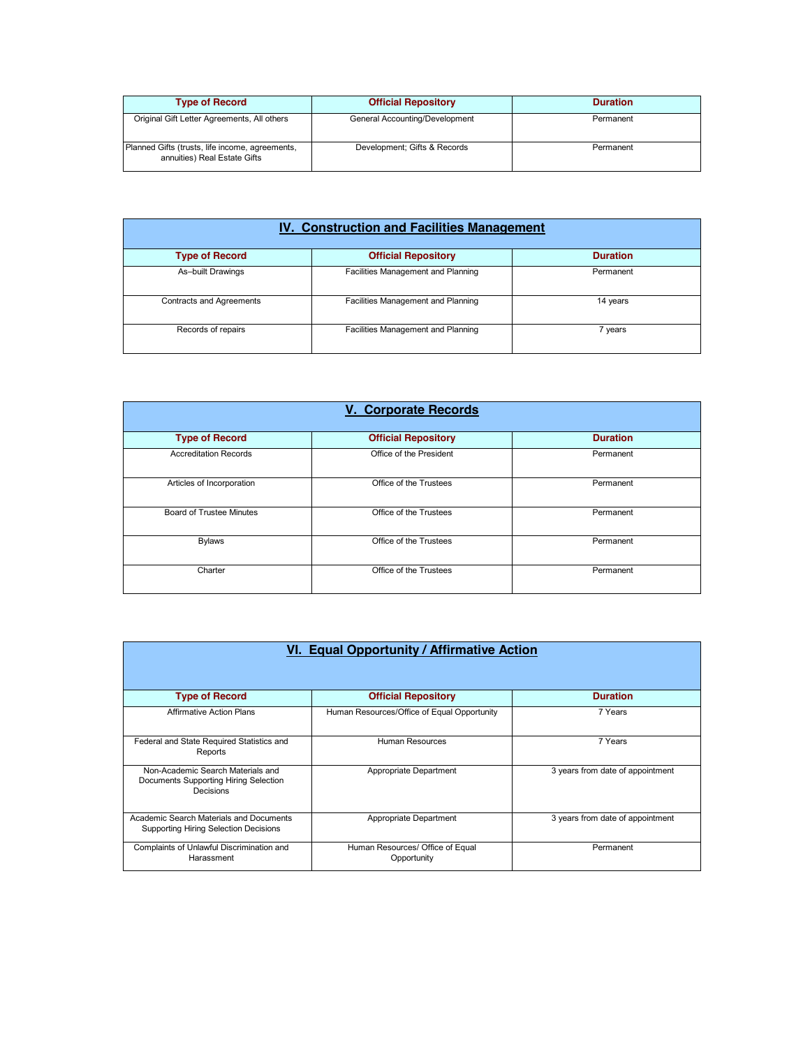| Type of Record | Official Repository | Duration |
|---|---|---|
| Original Gift Letter Agreements, All others | General Accounting/Development | Permanent |
| Planned Gifts (trusts, life income, agreements, annuities) Real Estate Gifts | Development; Gifts & Records | Permanent |

## IV. Construction and Facilities Management

| Type of Record | Official Repository | Duration |
|---|---|---|
| As–built Drawings | Facilities Management and Planning | Permanent |
| Contracts and Agreements | Facilities Management and Planning | 14 years |
| Records of repairs | Facilities Management and Planning | 7 years |

## V. Corporate Records

| Type of Record | Official Repository | Duration |
|---|---|---|
| Accreditation Records | Office of the President | Permanent |
| Articles of Incorporation | Office of the Trustees | Permanent |
| Board of Trustee Minutes | Office of the Trustees | Permanent |
| Bylaws | Office of the Trustees | Permanent |
| Charter | Office of the Trustees | Permanent |

## VI. Equal Opportunity / Affirmative Action

| Type of Record | Official Repository | Duration |
|---|---|---|
| Affirmative Action Plans | Human Resources/Office of Equal Opportunity | 7 Years |
| Federal and State Required Statistics and Reports | Human Resources | 7 Years |
| Non-Academic Search Materials and Documents Supporting Hiring Selection Decisions | Appropriate Department | 3 years from date of appointment |
| Academic Search Materials and Documents Supporting Hiring Selection Decisions | Appropriate Department | 3 years from date of appointment |
| Complaints of Unlawful Discrimination and Harassment | Human Resources/ Office of Equal Opportunity | Permanent |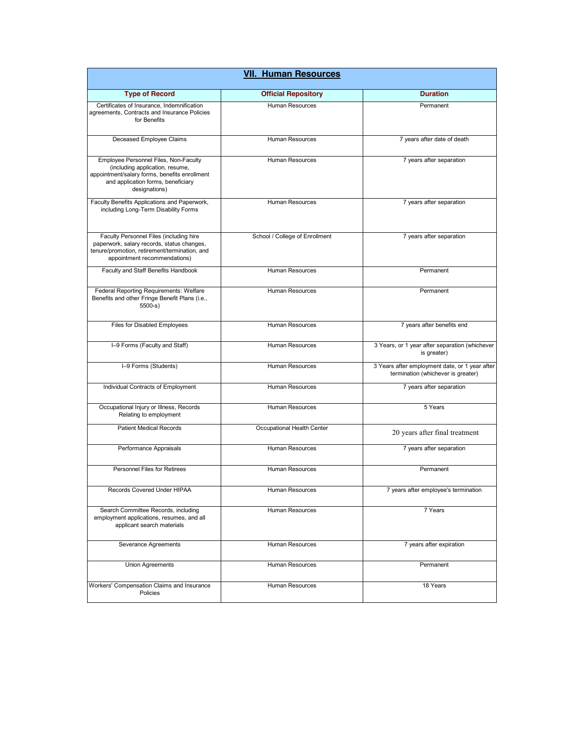## VII. Human Resources

| Type of Record | Official Repository | Duration |
|---|---|---|
| Certificates of Insurance, Indemnification agreements, Contracts and Insurance Policies for Benefits | Human Resources | Permanent |
| Deceased Employee Claims | Human Resources | 7 years after date of death |
| Employee Personnel Files, Non-Faculty (including application, resume, appointment/salary forms, benefits enrollment and application forms, beneficiary designations) | Human Resources | 7 years after separation |
| Faculty Benefits Applications and Paperwork, including Long-Term Disability Forms | Human Resources | 7 years after separation |
| Faculty Personnel Files (including hire paperwork, salary records, status changes, tenure/promotion, retirement/termination, and appointment recommendations) | School / College of Enrollment | 7 years after separation |
| Faculty and Staff Benefits Handbook | Human Resources | Permanent |
| Federal Reporting Requirements: Welfare Benefits and other Fringe Benefit Plans (i.e., 5500-s) | Human Resources | Permanent |
| Files for Disabled Employees | Human Resources | 7 years after benefits end |
| I–9 Forms (Faculty and Staff) | Human Resources | 3 Years, or 1 year after separation (whichever is greater) |
| I–9 Forms (Students) | Human Resources | 3 Years after employment date, or 1 year after termination (whichever is greater) |
| Individual Contracts of Employment | Human Resources | 7 years after separation |
| Occupational Injury or Illness, Records Relating to employment | Human Resources | 5 Years |
| Patient Medical Records | Occupational Health Center | 20 years after final treatment |
| Performance Appraisals | Human Resources | 7 years after separation |
| Personnel Files for Retirees | Human Resources | Permanent |
| Records Covered Under HIPAA | Human Resources | 7 years after employee's termination |
| Search Committee Records, including employment applications, resumes, and all applicant search materials | Human Resources | 7 Years |
| Severance Agreements | Human Resources | 7 years after expiration |
| Union Agreements | Human Resources | Permanent |
| Workers' Compensation Claims and Insurance Policies | Human Resources | 18 Years |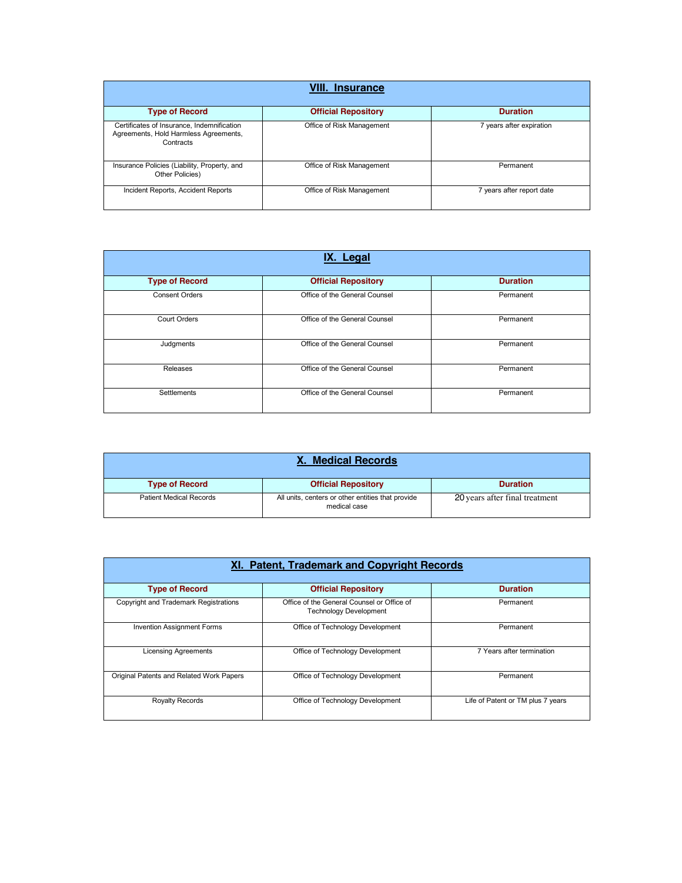## VIII. Insurance

| Type of Record | Official Repository | Duration |
|---|---|---|
| Certificates of Insurance, Indemnification Agreements, Hold Harmless Agreements, Contracts | Office of Risk Management | 7 years after expiration |
| Insurance Policies (Liability, Property, and Other Policies) | Office of Risk Management | Permanent |
| Incident Reports, Accident Reports | Office of Risk Management | 7 years after report date |

## IX. Legal

| Type of Record | Official Repository | Duration |
|---|---|---|
| Consent Orders | Office of the General Counsel | Permanent |
| Court Orders | Office of the General Counsel | Permanent |
| Judgments | Office of the General Counsel | Permanent |
| Releases | Office of the General Counsel | Permanent |
| Settlements | Office of the General Counsel | Permanent |

## X. Medical Records

| Type of Record | Official Repository | Duration |
|---|---|---|
| Patient Medical Records | All units, centers or other entities that provide medical case | 20 years after final treatment |

## XI. Patent, Trademark and Copyright Records

| Type of Record | Official Repository | Duration |
|---|---|---|
| Copyright and Trademark Registrations | Office of the General Counsel or Office of Technology Development | Permanent |
| Invention Assignment Forms | Office of Technology Development | Permanent |
| Licensing Agreements | Office of Technology Development | 7 Years after termination |
| Original Patents and Related Work Papers | Office of Technology Development | Permanent |
| Royalty Records | Office of Technology Development | Life of Patent or TM plus 7 years |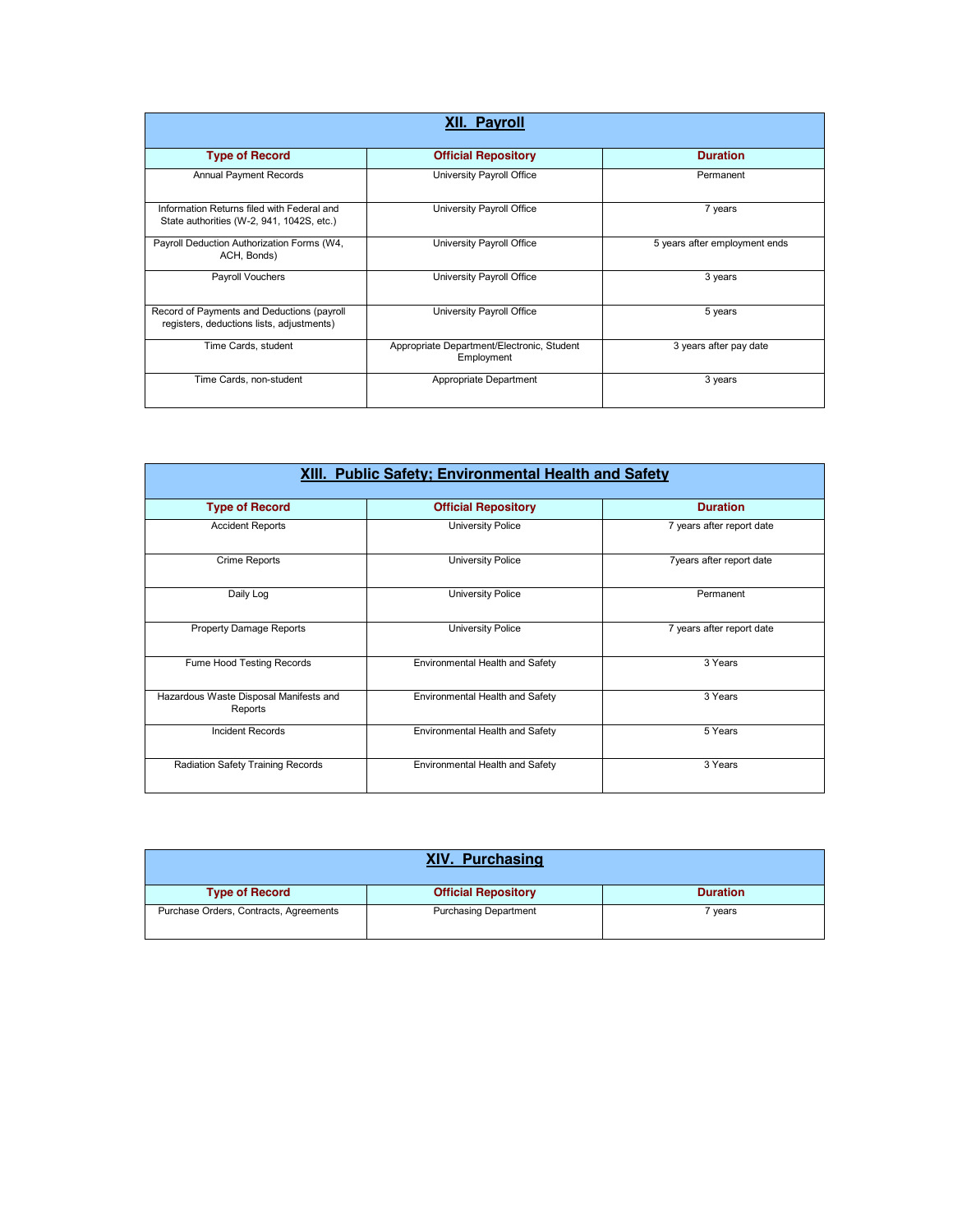## XII. Payroll

| Type of Record | Official Repository | Duration |
| --- | --- | --- |
| Annual Payment Records | University Payroll Office | Permanent |
| Information Returns filed with Federal and State authorities (W-2, 941, 1042S, etc.) | University Payroll Office | 7 years |
| Payroll Deduction Authorization Forms (W4, ACH, Bonds) | University Payroll Office | 5 years after employment ends |
| Payroll Vouchers | University Payroll Office | 3 years |
| Record of Payments and Deductions (payroll registers, deductions lists, adjustments) | University Payroll Office | 5 years |
| Time Cards, student | Appropriate Department/Electronic, Student Employment | 3 years after pay date |
| Time Cards, non-student | Appropriate Department | 3 years |

## XIII. Public Safety; Environmental Health and Safety

| Type of Record | Official Repository | Duration |
| --- | --- | --- |
| Accident Reports | University Police | 7 years after report date |
| Crime Reports | University Police | 7years after report date |
| Daily Log | University Police | Permanent |
| Property Damage Reports | University Police | 7 years after report date |
| Fume Hood Testing Records | Environmental Health and Safety | 3 Years |
| Hazardous Waste Disposal Manifests and Reports | Environmental Health and Safety | 3 Years |
| Incident Records | Environmental Health and Safety | 5 Years |
| Radiation Safety Training Records | Environmental Health and Safety | 3 Years |

## XIV. Purchasing

| Type of Record | Official Repository | Duration |
| --- | --- | --- |
| Purchase Orders, Contracts, Agreements | Purchasing Department | 7 years |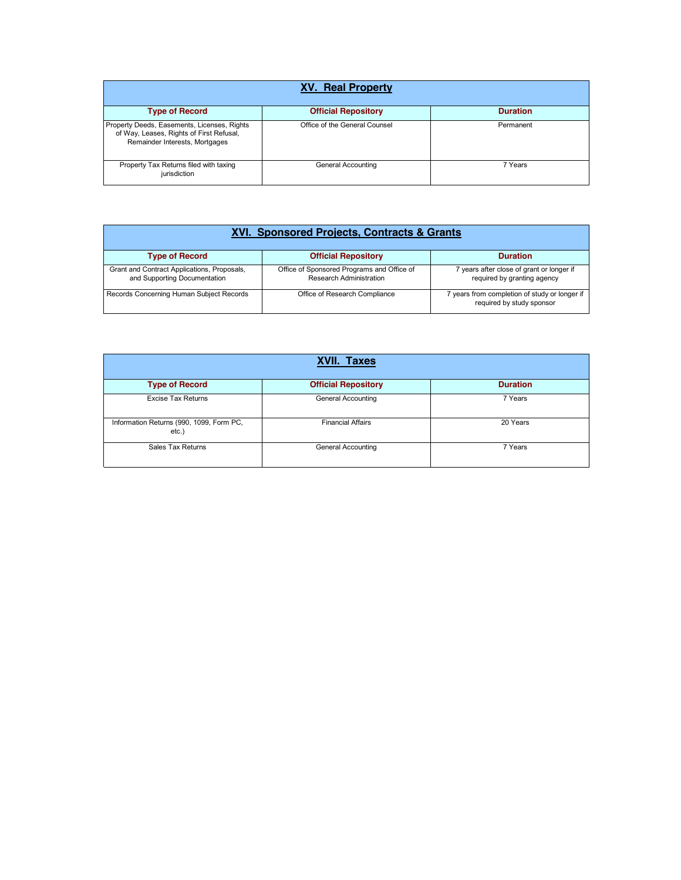## XV. Real Property

| Type of Record | Official Repository | Duration |
|---|---|---|
| Property Deeds, Easements, Licenses, Rights of Way, Leases, Rights of First Refusal, Remainder Interests, Mortgages | Office of the General Counsel | Permanent |
| Property Tax Returns filed with taxing jurisdiction | General Accounting | 7 Years |

## XVI. Sponsored Projects, Contracts & Grants

| Type of Record | Official Repository | Duration |
|---|---|---|
| Grant and Contract Applications, Proposals, and Supporting Documentation | Office of Sponsored Programs and Office of Research Administration | 7 years after close of grant or longer if required by granting agency |
| Records Concerning Human Subject Records | Office of Research Compliance | 7 years from completion of study or longer if required by study sponsor |

## XVII. Taxes

| Type of Record | Official Repository | Duration |
|---|---|---|
| Excise Tax Returns | General Accounting | 7 Years |
| Information Returns (990, 1099, Form PC, etc.) | Financial Affairs | 20 Years |
| Sales Tax Returns | General Accounting | 7 Years |